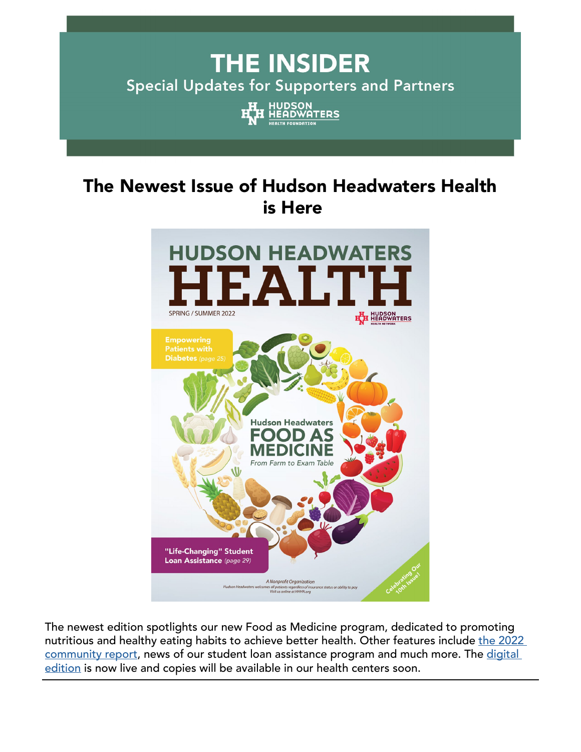# THE INSIDER

Special Updates for Supporters and Partners

HUDSON HEADWATERS HEALTH FOUNDATION

## The Newest Issue of Hudson Headwaters Health is Here

HUDSON HEADWATERS HEALTH

SPRING / SUMMER 2022

Empowering Patients with Diabetes *(page 25)*

Hudson Headwaters FOOD AS MEDICINE From Farm to Exam Table

"Life-Changing" Student Loan Assistance *(page 29)*

Celebrating Our 10th Issue!

*A Nonprofit Organization*
*Hudson Headwaters welcomes all patients regardless of insurance status or ability to pay*
*Visit us online at HHHN.org*

The newest edition spotlights our new Food as Medicine program, dedicated to promoting nutritious and healthy eating habits to achieve better health. Other features include the 2022 community report, news of our student loan assistance program and much more. The digital edition is now live and copies will be available in our health centers soon.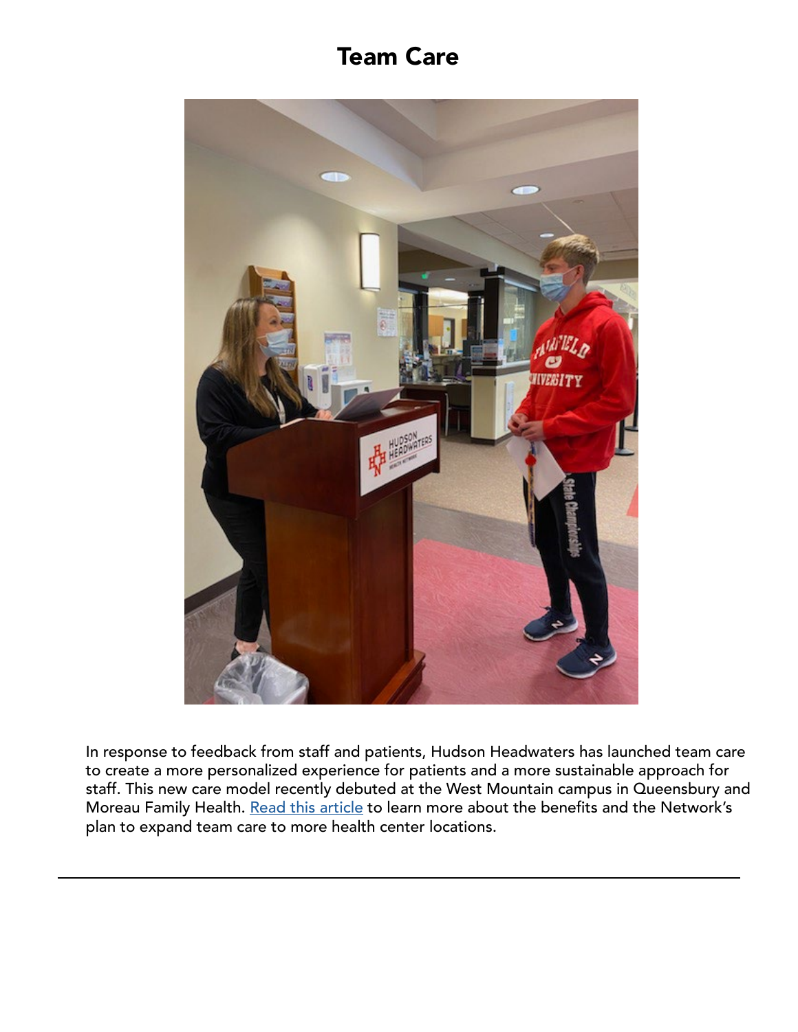# Team Care

In response to feedback from staff and patients, Hudson Headwaters has launched team care to create a more personalized experience for patients and a more sustainable approach for staff. This new care model recently debuted at the West Mountain campus in Queensbury and Moreau Family Health. Read this article to learn more about the benefits and the Network's plan to expand team care to more health center locations.

---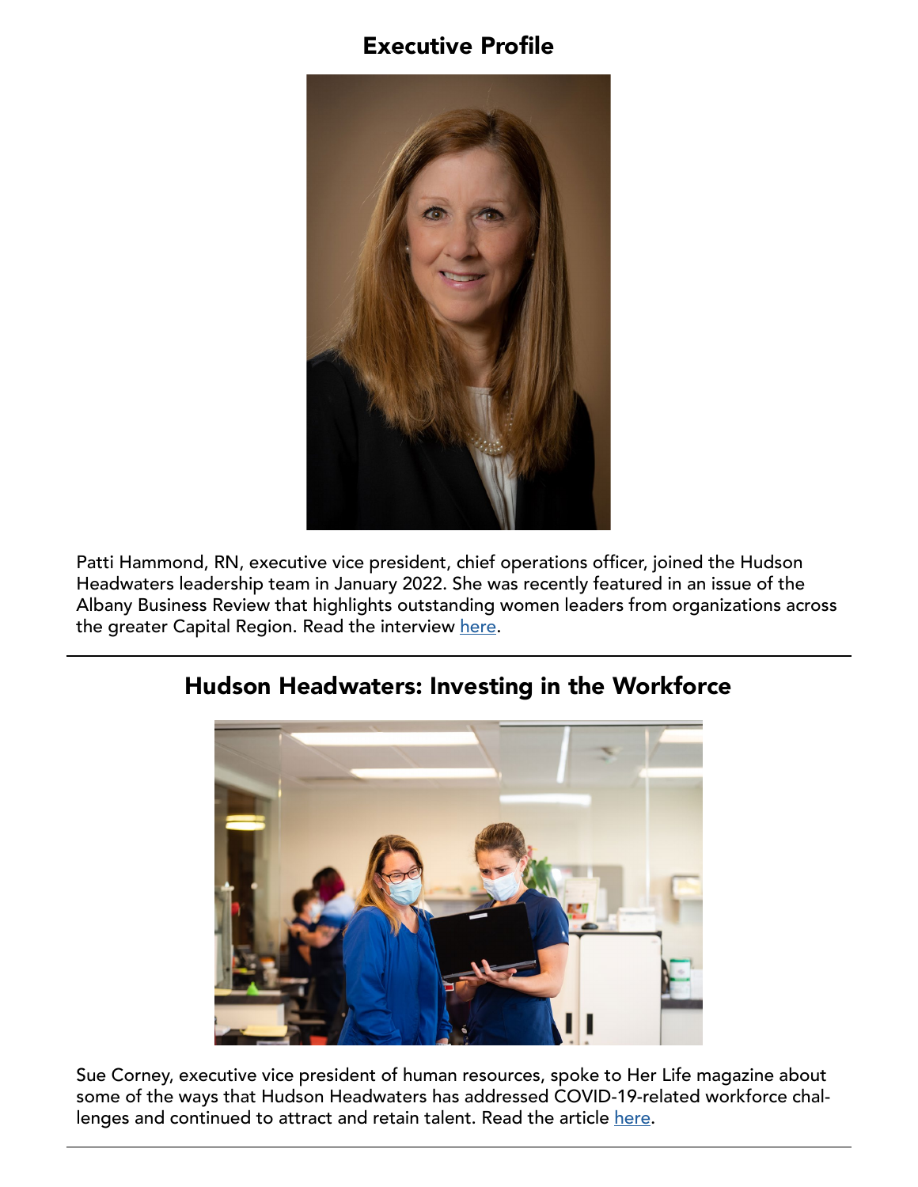## Executive Profile

Patti Hammond, RN, executive vice president, chief operations officer, joined the Hudson Headwaters leadership team in January 2022. She was recently featured in an issue of the Albany Business Review that highlights outstanding women leaders from organizations across the greater Capital Region. Read the interview here.

---

## Hudson Headwaters: Investing in the Workforce

Sue Corney, executive vice president of human resources, spoke to Her Life magazine about some of the ways that Hudson Headwaters has addressed COVID-19-related workforce challenges and continued to attract and retain talent. Read the article here.

---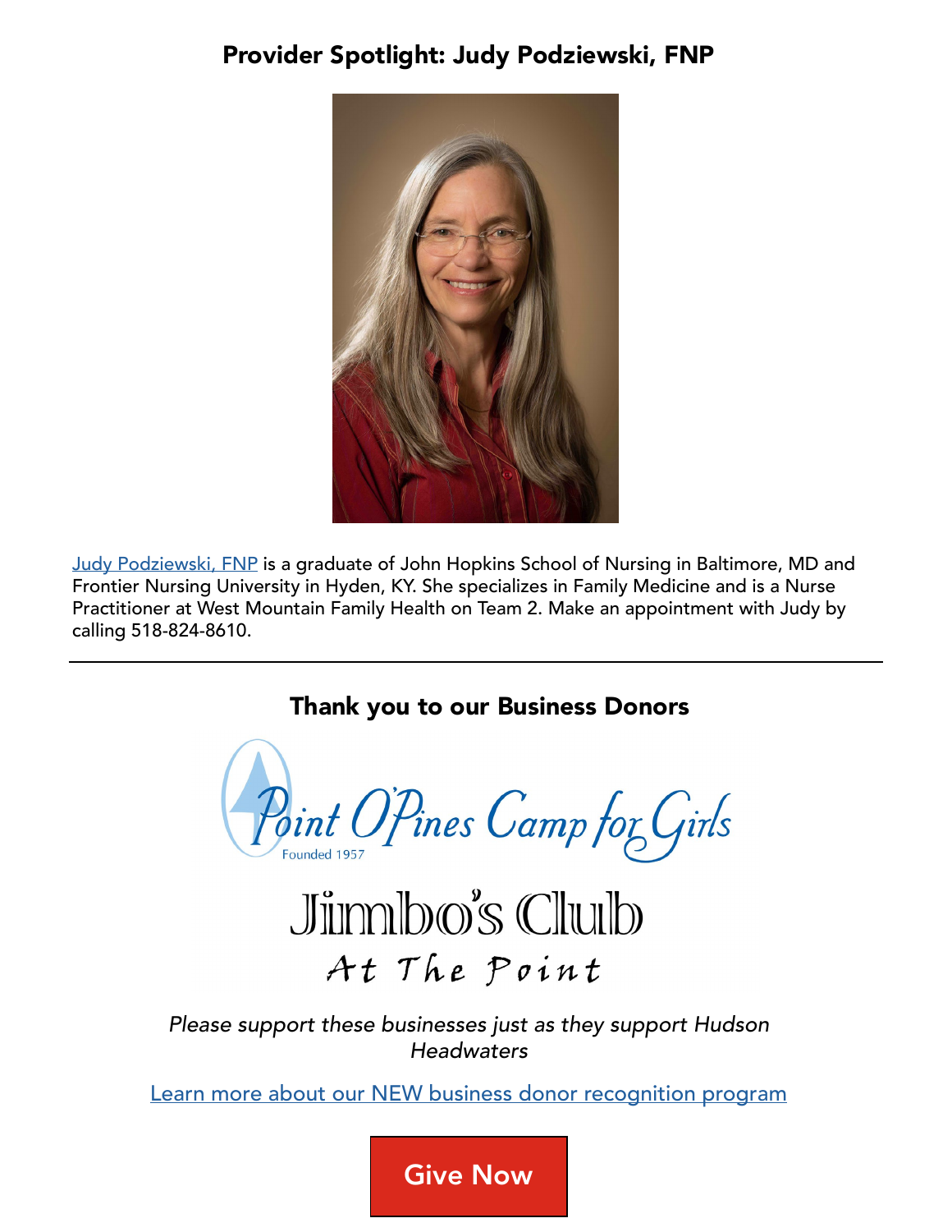## Provider Spotlight: Judy Podziewski, FNP

Judy Podziewski, FNP is a graduate of John Hopkins School of Nursing in Baltimore, MD and Frontier Nursing University in Hyden, KY. She specializes in Family Medicine and is a Nurse Practitioner at West Mountain Family Health on Team 2. Make an appointment with Judy by calling 518-824-8610.

---

## Thank you to our Business Donors

Point O'Pines Camp for Girls
Founded 1957

Jimbo's Club
At The Point

*Please support these businesses just as they support Hudson Headwaters*

Learn more about our NEW business donor recognition program

Give Now